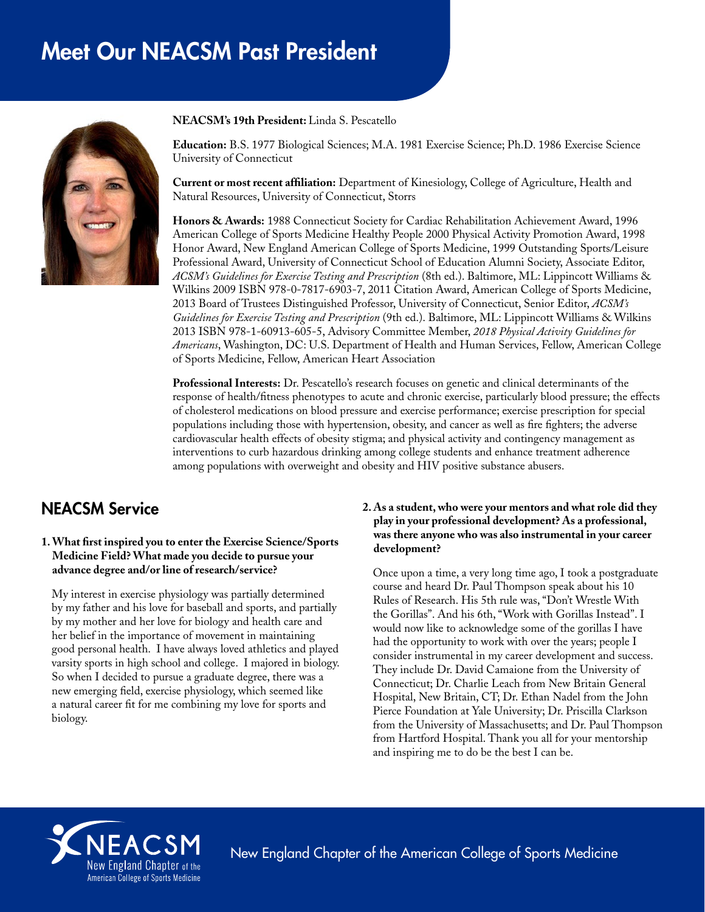# Meet Our NEACSM Past President

**NEACSM's 19th President:** Linda S. Pescatello

**Education:** B.S. 1977 Biological Sciences; M.A. 1981 Exercise Science; Ph.D. 1986 Exercise Science University of Connecticut

**Current or most recent affiliation:** Department of Kinesiology, College of Agriculture, Health and Natural Resources, University of Connecticut, Storrs

**Honors & Awards:** 1988 Connecticut Society for Cardiac Rehabilitation Achievement Award, 1996 American College of Sports Medicine Healthy People 2000 Physical Activity Promotion Award, 1998 Honor Award, New England American College of Sports Medicine, 1999 Outstanding Sports/Leisure Professional Award, University of Connecticut School of Education Alumni Society, Associate Editor, *ACSM's Guidelines for Exercise Testing and Prescription* (8th ed.). Baltimore, ML: Lippincott Williams & Wilkins 2009 ISBN 978-0-7817-6903-7, 2011 Citation Award, American College of Sports Medicine, 2013 Board of Trustees Distinguished Professor, University of Connecticut, Senior Editor, *ACSM's Guidelines for Exercise Testing and Prescription* (9th ed.). Baltimore, ML: Lippincott Williams & Wilkins 2013 ISBN 978-1-60913-605-5, Advisory Committee Member, *2018 Physical Activity Guidelines for Americans*, Washington, DC: U.S. Department of Health and Human Services, Fellow, American College of Sports Medicine, Fellow, American Heart Association

**Professional Interests:** Dr. Pescatello's research focuses on genetic and clinical determinants of the response of health/fitness phenotypes to acute and chronic exercise, particularly blood pressure; the effects of cholesterol medications on blood pressure and exercise performance; exercise prescription for special populations including those with hypertension, obesity, and cancer as well as fire fighters; the adverse cardiovascular health effects of obesity stigma; and physical activity and contingency management as interventions to curb hazardous drinking among college students and enhance treatment adherence among populations with overweight and obesity and HIV positive substance abusers.

## NEACSM Service

**1. What first inspired you to enter the Exercise Science/Sports Medicine Field? What made you decide to pursue your advance degree and/or line of research/service?**

My interest in exercise physiology was partially determined by my father and his love for baseball and sports, and partially by my mother and her love for biology and health care and her belief in the importance of movement in maintaining good personal health. I have always loved athletics and played varsity sports in high school and college. I majored in biology. So when I decided to pursue a graduate degree, there was a new emerging field, exercise physiology, which seemed like a natural career fit for me combining my love for sports and biology.

**2. As a student, who were your mentors and what role did they play in your professional development? As a professional, was there anyone who was also instrumental in your career development?**

Once upon a time, a very long time ago, I took a postgraduate course and heard Dr. Paul Thompson speak about his 10 Rules of Research. His 5th rule was, "Don't Wrestle With the Gorillas". And his 6th, "Work with Gorillas Instead". I would now like to acknowledge some of the gorillas I have had the opportunity to work with over the years; people I consider instrumental in my career development and success. They include Dr. David Camaione from the University of Connecticut; Dr. Charlie Leach from New Britain General Hospital, New Britain, CT; Dr. Ethan Nadel from the John Pierce Foundation at Yale University; Dr. Priscilla Clarkson from the University of Massachusetts; and Dr. Paul Thompson from Hartford Hospital. Thank you all for your mentorship and inspiring me to do be the best I can be.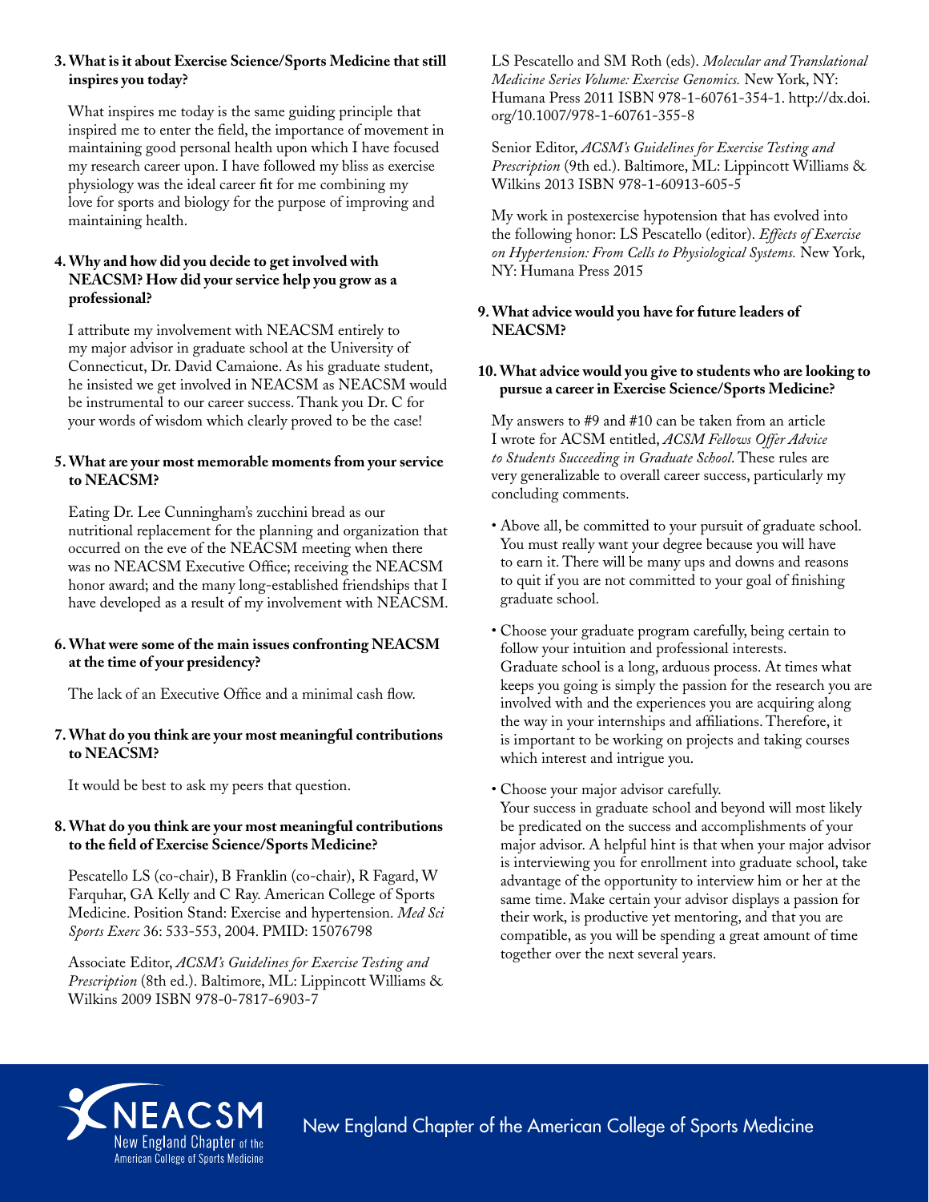**3. What is it about Exercise Science/Sports Medicine that still inspires you today?**

What inspires me today is the same guiding principle that inspired me to enter the field, the importance of movement in maintaining good personal health upon which I have focused my research career upon. I have followed my bliss as exercise physiology was the ideal career fit for me combining my love for sports and biology for the purpose of improving and maintaining health.

**4. Why and how did you decide to get involved with NEACSM? How did your service help you grow as a professional?**

I attribute my involvement with NEACSM entirely to my major advisor in graduate school at the University of Connecticut, Dr. David Camaione. As his graduate student, he insisted we get involved in NEACSM as NEACSM would be instrumental to our career success. Thank you Dr. C for your words of wisdom which clearly proved to be the case!

**5. What are your most memorable moments from your service to NEACSM?**

Eating Dr. Lee Cunningham's zucchini bread as our nutritional replacement for the planning and organization that occurred on the eve of the NEACSM meeting when there was no NEACSM Executive Office; receiving the NEACSM honor award; and the many long-established friendships that I have developed as a result of my involvement with NEACSM.

**6. What were some of the main issues confronting NEACSM at the time of your presidency?**

The lack of an Executive Office and a minimal cash flow.

**7. What do you think are your most meaningful contributions to NEACSM?**

It would be best to ask my peers that question.

**8. What do you think are your most meaningful contributions to the field of Exercise Science/Sports Medicine?**

Pescatello LS (co-chair), B Franklin (co-chair), R Fagard, W Farquhar, GA Kelly and C Ray. American College of Sports Medicine. Position Stand: Exercise and hypertension. *Med Sci Sports Exerc* 36: 533-553, 2004. PMID: 15076798

Associate Editor, *ACSM's Guidelines for Exercise Testing and Prescription* (8th ed.). Baltimore, ML: Lippincott Williams & Wilkins 2009 ISBN 978-0-7817-6903-7

LS Pescatello and SM Roth (eds). *Molecular and Translational Medicine Series Volume: Exercise Genomics.* New York, NY: Humana Press 2011 ISBN 978-1-60761-354-1. http://dx.doi.org/10.1007/978-1-60761-355-8

Senior Editor, *ACSM's Guidelines for Exercise Testing and Prescription* (9th ed.). Baltimore, ML: Lippincott Williams & Wilkins 2013 ISBN 978-1-60913-605-5

My work in postexercise hypotension that has evolved into the following honor: LS Pescatello (editor). *Effects of Exercise on Hypertension: From Cells to Physiological Systems.* New York, NY: Humana Press 2015

**9. What advice would you have for future leaders of NEACSM?**

**10. What advice would you give to students who are looking to pursue a career in Exercise Science/Sports Medicine?**

My answers to #9 and #10 can be taken from an article I wrote for ACSM entitled, *ACSM Fellows Offer Advice to Students Succeeding in Graduate School*. These rules are very generalizable to overall career success, particularly my concluding comments.

- Above all, be committed to your pursuit of graduate school. You must really want your degree because you will have to earn it. There will be many ups and downs and reasons to quit if you are not committed to your goal of finishing graduate school.
- Choose your graduate program carefully, being certain to follow your intuition and professional interests. Graduate school is a long, arduous process. At times what keeps you going is simply the passion for the research you are involved with and the experiences you are acquiring along the way in your internships and affiliations. Therefore, it is important to be working on projects and taking courses which interest and intrigue you.
- Choose your major advisor carefully. Your success in graduate school and beyond will most likely be predicated on the success and accomplishments of your major advisor. A helpful hint is that when your major advisor is interviewing you for enrollment into graduate school, take advantage of the opportunity to interview him or her at the same time. Make certain your advisor displays a passion for their work, is productive yet mentoring, and that you are compatible, as you will be spending a great amount of time together over the next several years.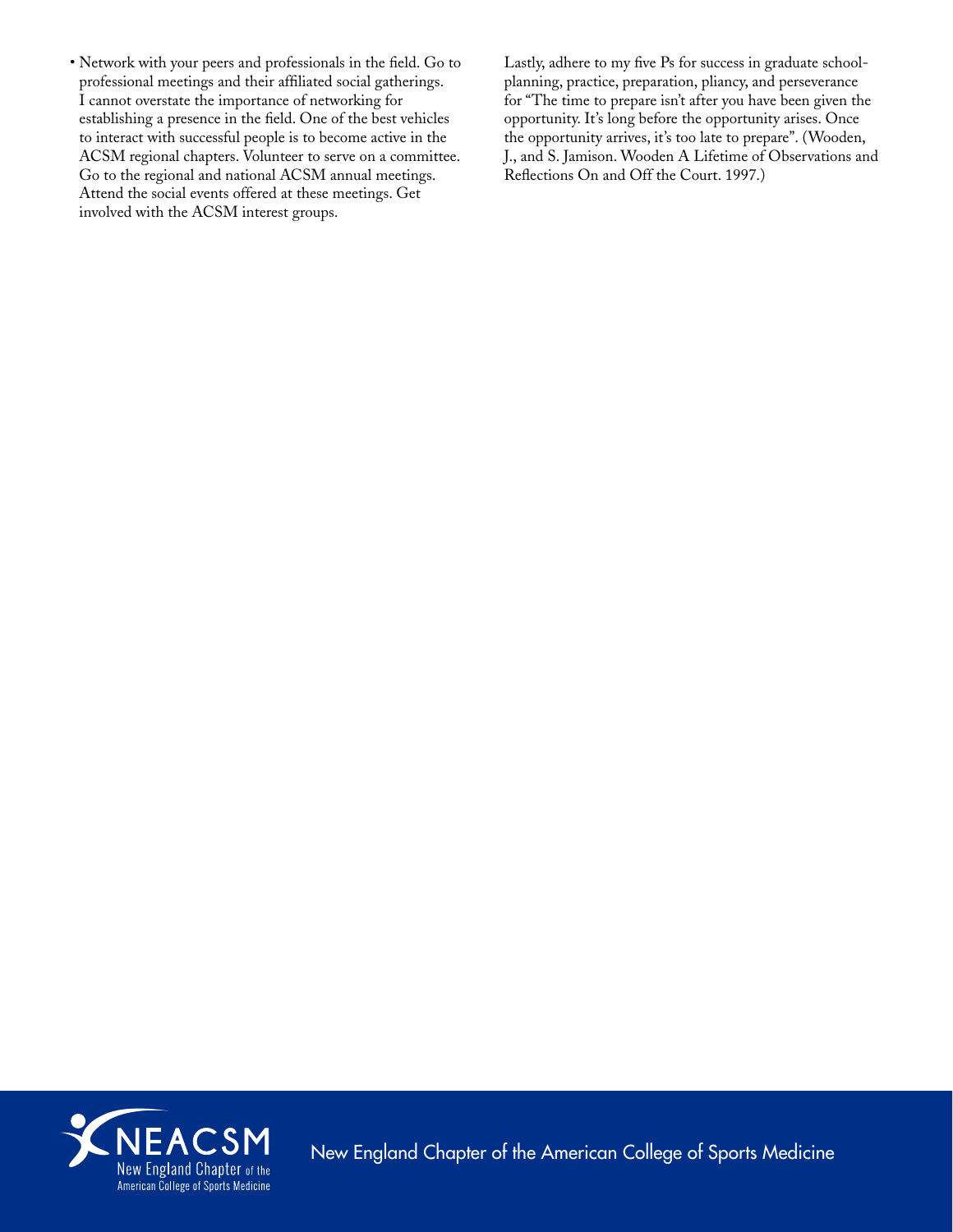- Network with your peers and professionals in the field. Go to professional meetings and their affiliated social gatherings. I cannot overstate the importance of networking for establishing a presence in the field. One of the best vehicles to interact with successful people is to become active in the ACSM regional chapters. Volunteer to serve on a committee. Go to the regional and national ACSM annual meetings. Attend the social events offered at these meetings. Get involved with the ACSM interest groups.

Lastly, adhere to my five Ps for success in graduate school-planning, practice, preparation, pliancy, and perseverance for "The time to prepare isn't after you have been given the opportunity. It's long before the opportunity arises. Once the opportunity arrives, it's too late to prepare". (Wooden, J., and S. Jamison. Wooden A Lifetime of Observations and Reflections On and Off the Court. 1997.)